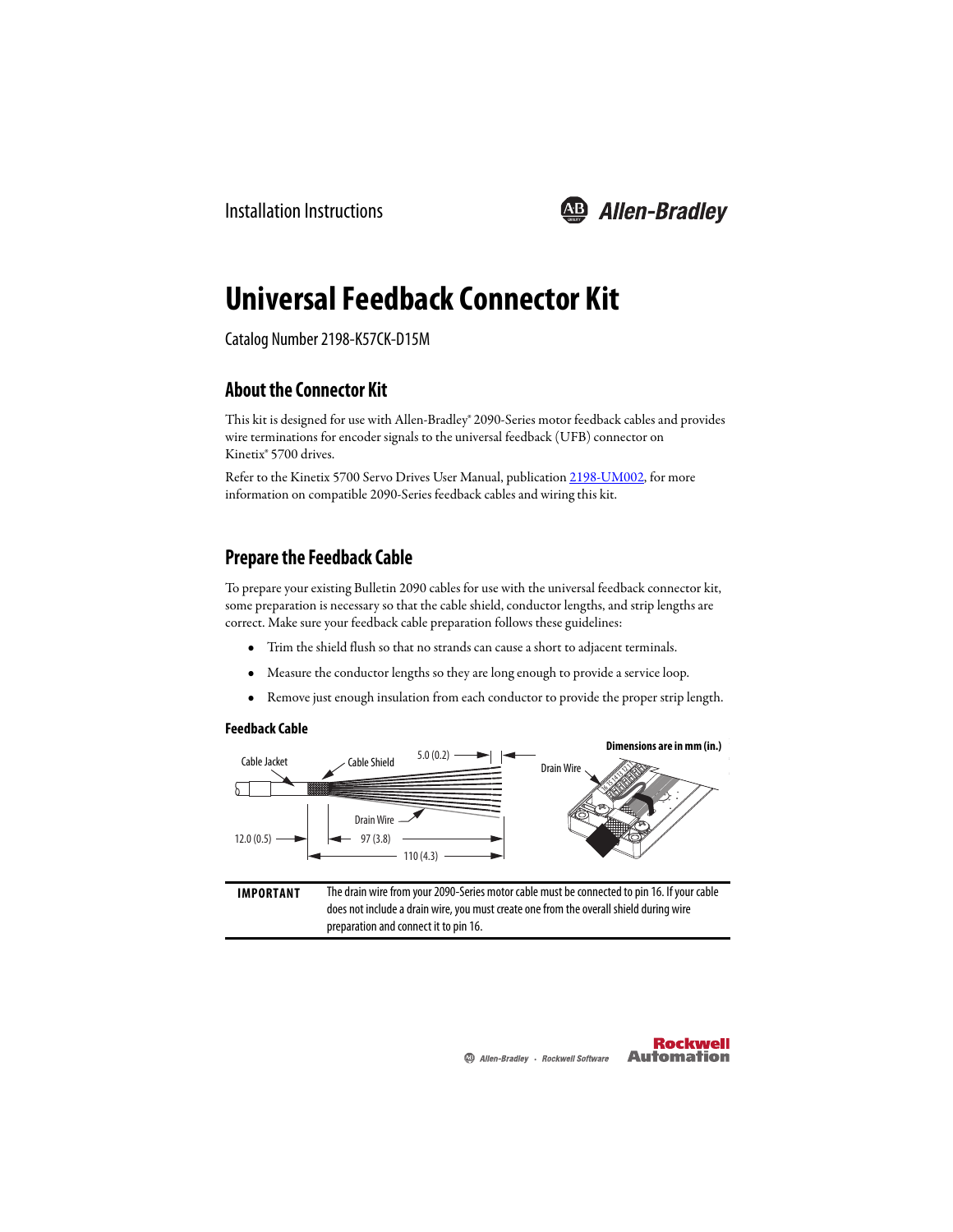Installation Instructions

# Universal Feedback Connector Kit

Catalog Number 2198-K57CK-D15M

## About the Connector Kit

This kit is designed for use with Allen-Bradley® 2090-Series motor feedback cables and provides wire terminations for encoder signals to the universal feedback (UFB) connector on Kinetix® 5700 drives.

Refer to the Kinetix 5700 Servo Drives User Manual, publication 2198-UM002, for more information on compatible 2090-Series feedback cables and wiring this kit.

## Prepare the Feedback Cable

To prepare your existing Bulletin 2090 cables for use with the universal feedback connector kit, some preparation is necessary so that the cable shield, conductor lengths, and strip lengths are correct. Make sure your feedback cable preparation follows these guidelines:

- Trim the shield flush so that no strands can cause a short to adjacent terminals.
- Measure the conductor lengths so they are long enough to provide a service loop.
- Remove just enough insulation from each conductor to provide the proper strip length.

**Feedback Cable**

Dimensions are in mm (in.)

Cable Jacket, Cable Shield, Drain Wire, 5.0 (0.2), 12.0 (0.5), 97 (3.8), 110 (4.3)

| IMPORTANT | The drain wire from your 2090-Series motor cable must be connected to pin 16. If your cable does not include a drain wire, you must create one from the overall shield during wire preparation and connect it to pin 16. |
|---|---|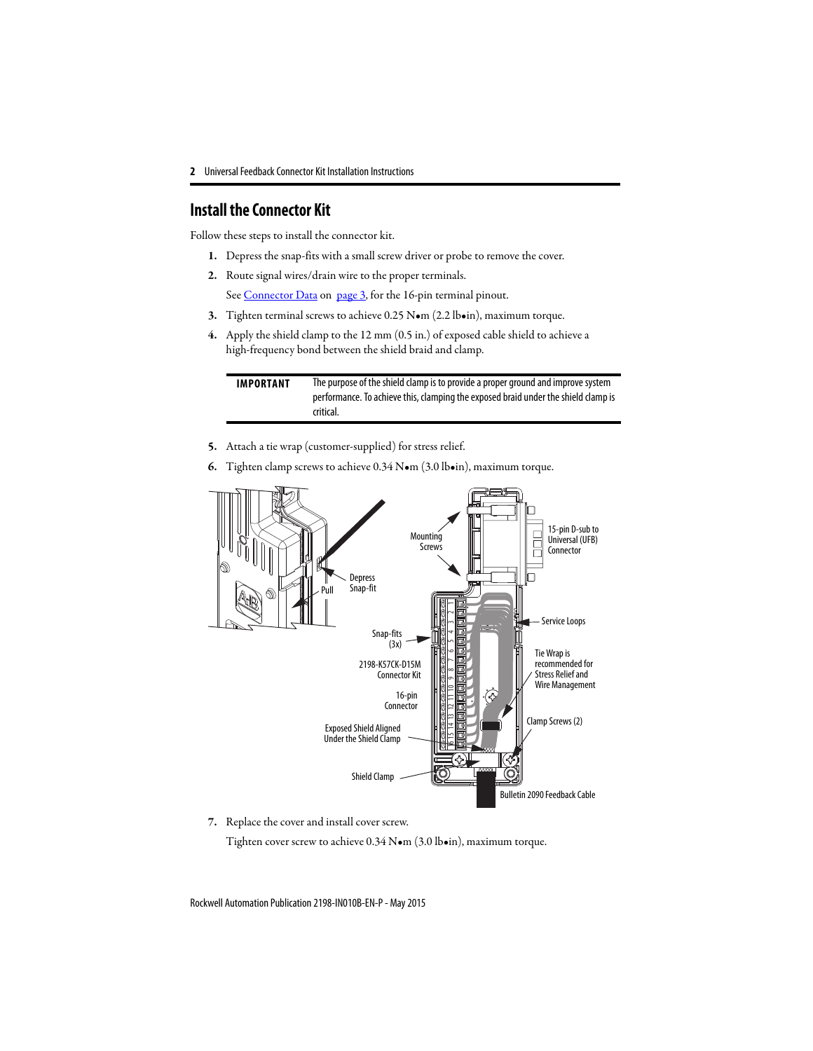## Install the Connector Kit

Follow these steps to install the connector kit.

1. Depress the snap-fits with a small screw driver or probe to remove the cover.
2. Route signal wires/drain wire to the proper terminals.

   See Connector Data on page 3, for the 16-pin terminal pinout.
3. Tighten terminal screws to achieve 0.25 N•m (2.2 lb•in), maximum torque.
4. Apply the shield clamp to the 12 mm (0.5 in.) of exposed cable shield to achieve a high-frequency bond between the shield braid and clamp.

| IMPORTANT | The purpose of the shield clamp is to provide a proper ground and improve system performance. To achieve this, clamping the exposed braid under the shield clamp is critical. |
|---|---|

5. Attach a tie wrap (customer-supplied) for stress relief.
6. Tighten clamp screws to achieve 0.34 N•m (3.0 lb•in), maximum torque.

Pull · Depress Snap-fit · Mounting Screws · 15-pin D-sub to Universal (UFB) Connector · Service Loops · Snap-fits (3x) · 2198-K57CK-D15M Connector Kit · 16-pin Connector · Tie Wrap is recommended for Stress Relief and Wire Management · Clamp Screws (2) · Exposed Shield Aligned Under the Shield Clamp · Shield Clamp · Bulletin 2090 Feedback Cable

7. Replace the cover and install cover screw.

   Tighten cover screw to achieve 0.34 N•m (3.0 lb•in), maximum torque.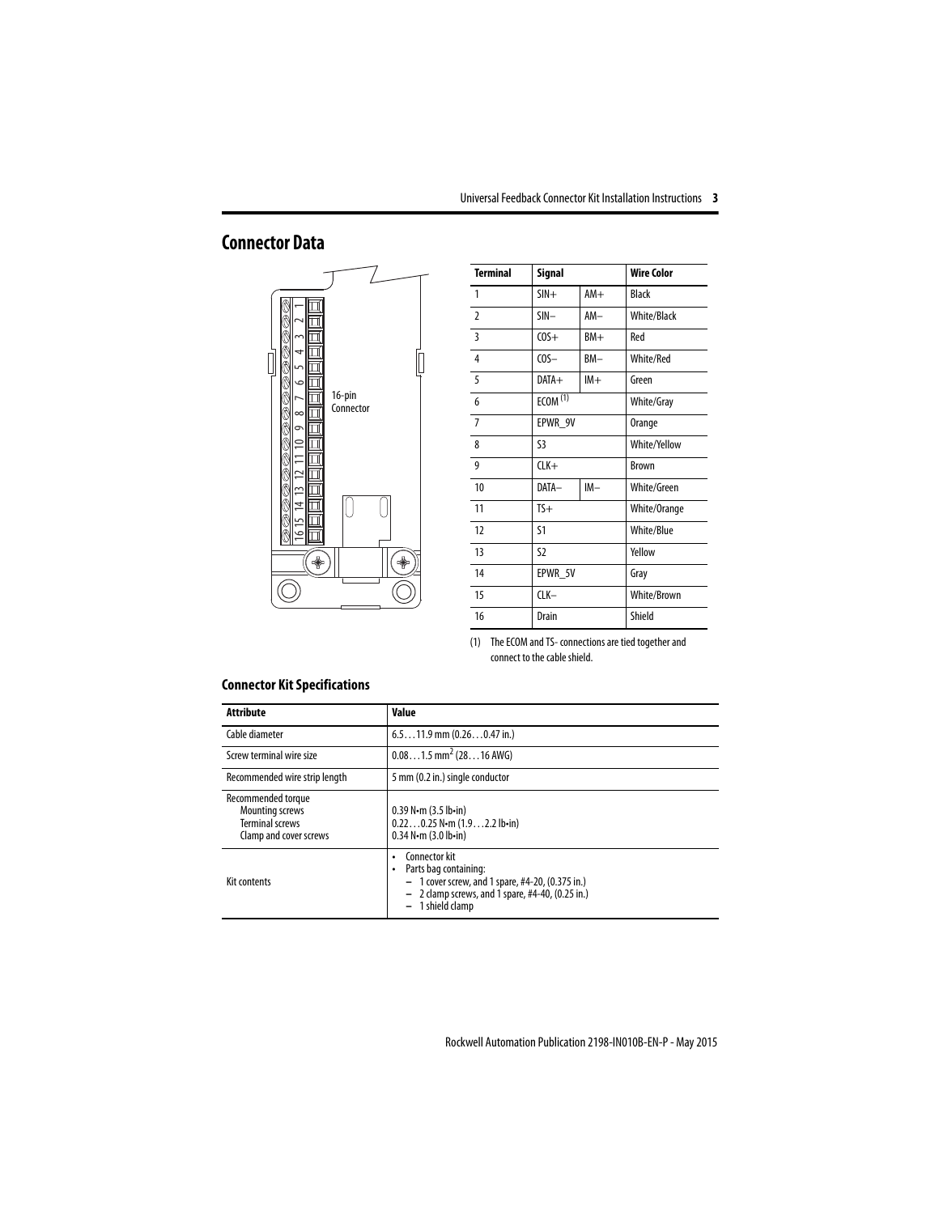## Connector Data

| Terminal | Signal | | Wire Color |
|---|---|---|---|
| 1 | SIN+ | AM+ | Black |
| 2 | SIN– | AM– | White/Black |
| 3 | COS+ | BM+ | Red |
| 4 | COS– | BM– | White/Red |
| 5 | DATA+ | IM+ | Green |
| 6 | ECOM [(1)] | | White/Gray |
| 7 | EPWR_9V | | Orange |
| 8 | S3 | | White/Yellow |
| 9 | CLK+ | | Brown |
| 10 | DATA– | IM– | White/Green |
| 11 | TS+ | | White/Orange |
| 12 | S1 | | White/Blue |
| 13 | S2 | | Yellow |
| 14 | EPWR_5V | | Gray |
| 15 | CLK– | | White/Brown |
| 16 | Drain | | Shield |

(1) The ECOM and TS- connections are tied together and connect to the cable shield.

### Connector Kit Specifications

| Attribute | Value |
|---|---|
| Cable diameter | 6.5…11.9 mm (0.26…0.47 in.) |
| Screw terminal wire size | 0.08…1.5 $mm^2$ (28…16 AWG) |
| Recommended wire strip length | 5 mm (0.2 in.) single conductor |
| Recommended torque<br>Mounting screws<br>Terminal screws<br>Clamp and cover screws | <br>0.39 N•m (3.5 lb•in)<br>0.22…0.25 N•m (1.9…2.2 lb•in)<br>0.34 N•m (3.0 lb•in) |
| Kit contents | • Connector kit<br>• Parts bag containing:<br>– 1 cover screw, and 1 spare, #4-20, (0.375 in.)<br>– 2 clamp screws, and 1 spare, #4-40, (0.25 in.)<br>– 1 shield clamp |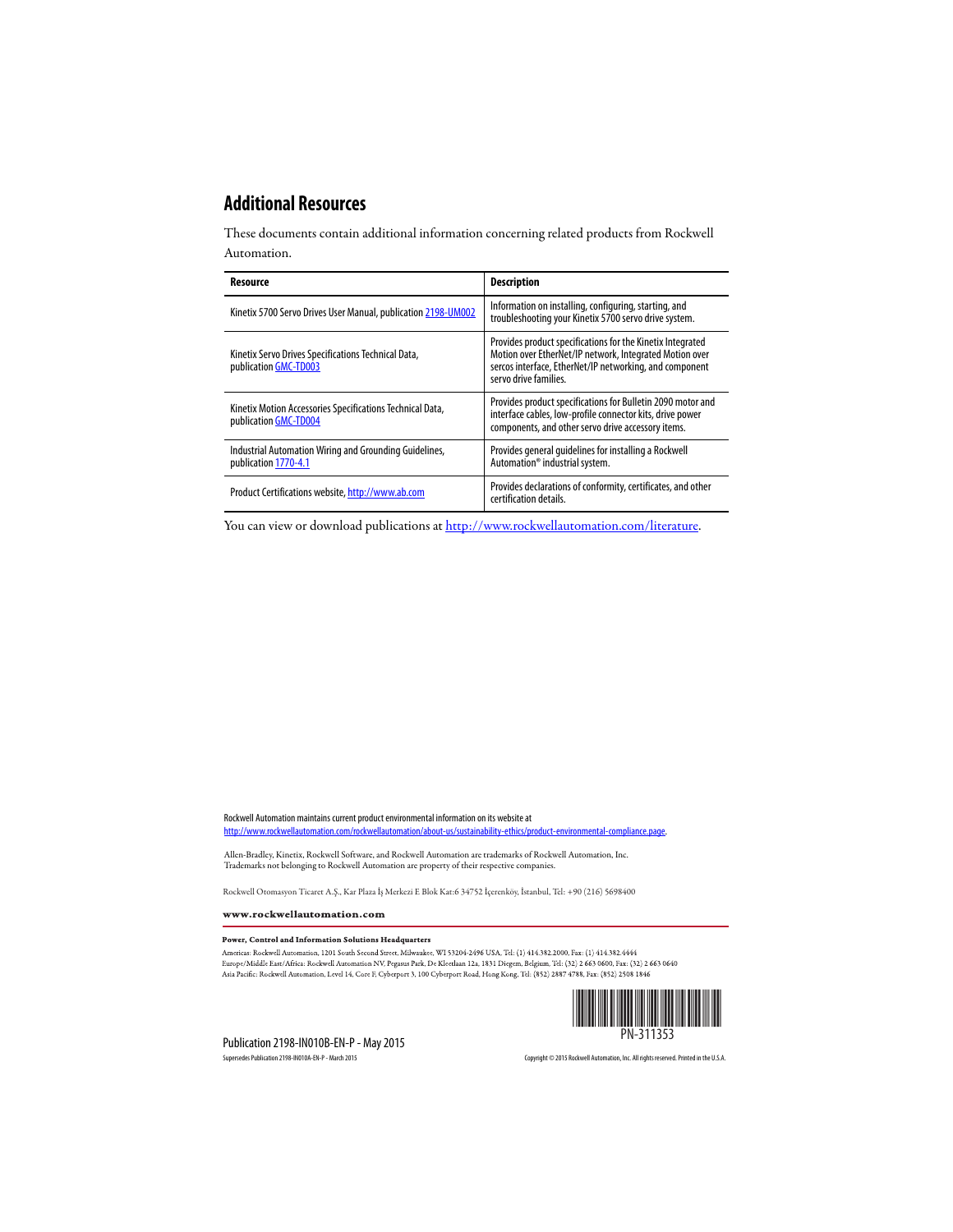## Additional Resources

These documents contain additional information concerning related products from Rockwell Automation.

| Resource | Description |
|---|---|
| Kinetix 5700 Servo Drives User Manual, publication 2198-UM002 | Information on installing, configuring, starting, and troubleshooting your Kinetix 5700 servo drive system. |
| Kinetix Servo Drives Specifications Technical Data, publication GMC-TD003 | Provides product specifications for the Kinetix Integrated Motion over EtherNet/IP network, Integrated Motion over sercos interface, EtherNet/IP networking, and component servo drive families. |
| Kinetix Motion Accessories Specifications Technical Data, publication GMC-TD004 | Provides product specifications for Bulletin 2090 motor and interface cables, low-profile connector kits, drive power components, and other servo drive accessory items. |
| Industrial Automation Wiring and Grounding Guidelines, publication 1770-4.1 | Provides general guidelines for installing a Rockwell Automation® industrial system. |
| Product Certifications website, http://www.ab.com | Provides declarations of conformity, certificates, and other certification details. |

You can view or download publications at http://www.rockwellautomation.com/literature.

Rockwell Automation maintains current product environmental information on its website at
http://www.rockwellautomation.com/rockwellautomation/about-us/sustainability-ethics/product-environmental-compliance.page.

Allen-Bradley, Kinetix, Rockwell Software, and Rockwell Automation are trademarks of Rockwell Automation, Inc.
Trademarks not belonging to Rockwell Automation are property of their respective companies.

Rockwell Otomasyon Ticaret A.Ş., Kar Plaza İş Merkezi E Blok Kat:6 34752 İçerenköy, İstanbul, Tel: +90 (216) 5698400

**www.rockwellautomation.com**

**Power, Control and Information Solutions Headquarters**

Americas: Rockwell Automation, 1201 South Second Street, Milwaukee, WI 53204-2496 USA, Tel: (1) 414.382.2000, Fax: (1) 414.382.4444
Europe/Middle East/Africa: Rockwell Automation NV, Pegasus Park, De Kleetlaan 12a, 1831 Diegem, Belgium, Tel: (32) 2 663 0600, Fax: (32) 2 663 0640
Asia Pacific: Rockwell Automation, Level 14, Core F, Cyberport 3, 100 Cyberport Road, Hong Kong, Tel: (852) 2887 4788, Fax: (852) 2508 1846

PN-311353

Publication 2198-IN010B-EN-P - May 2015

Supersedes Publication 2198-IN010A-EN-P - March 2015

Copyright © 2015 Rockwell Automation, Inc. All rights reserved. Printed in the U.S.A.